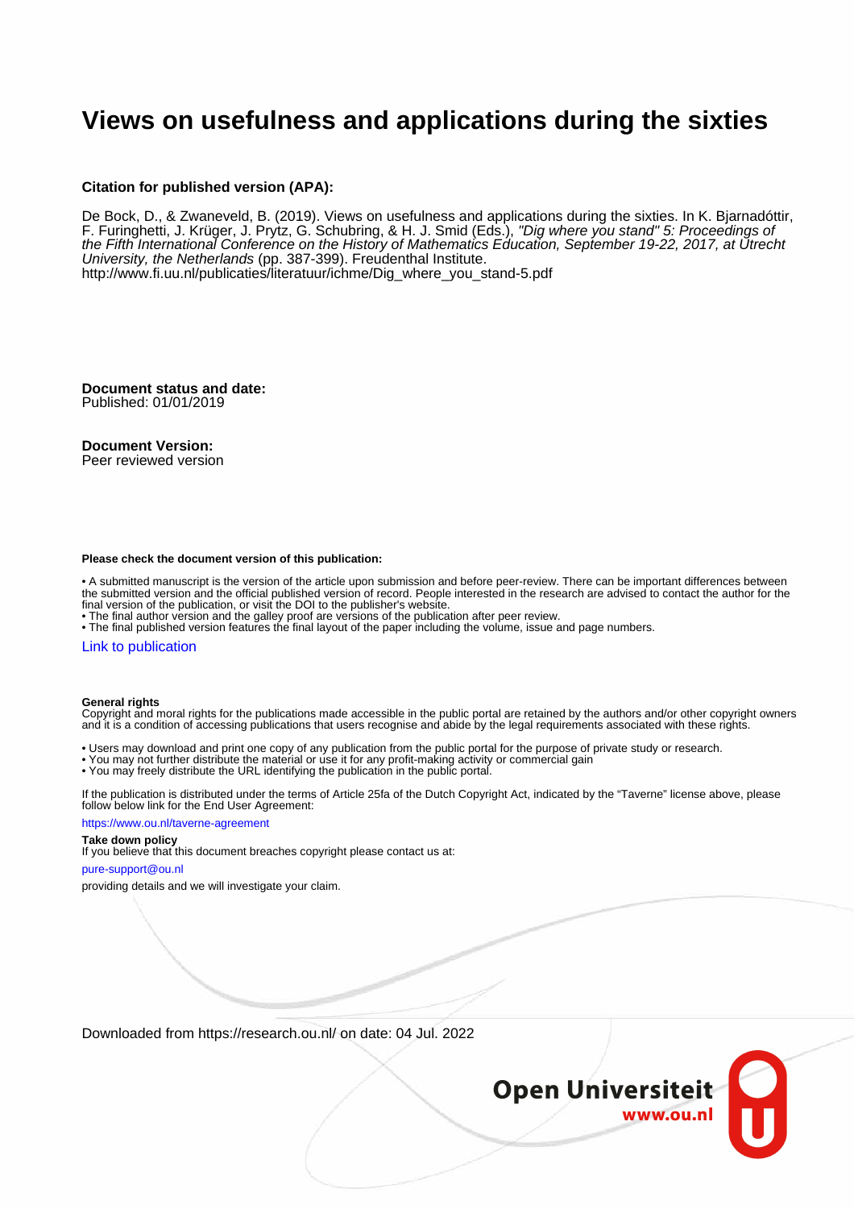# Views on usefulness and applications during the sixties

**Citation for published version (APA):**

De Bock, D., & Zwaneveld, B. (2019). Views on usefulness and applications during the sixties. In K. Bjarnadóttir, F. Furinghetti, J. Krüger, J. Prytz, G. Schubring, & H. J. Smid (Eds.), *"Dig where you stand" 5: Proceedings of the Fifth International Conference on the History of Mathematics Education, September 19-22, 2017, at Utrecht University, the Netherlands* (pp. 387-399). Freudenthal Institute.
http://www.fi.uu.nl/publicaties/literatuur/ichme/Dig_where_you_stand-5.pdf

**Document status and date:**
Published: 01/01/2019

**Document Version:**
Peer reviewed version

**Please check the document version of this publication:**

• A submitted manuscript is the version of the article upon submission and before peer-review. There can be important differences between the submitted version and the official published version of record. People interested in the research are advised to contact the author for the final version of the publication, or visit the DOI to the publisher's website.
• The final author version and the galley proof are versions of the publication after peer review.
• The final published version features the final layout of the paper including the volume, issue and page numbers.

Link to publication

**General rights**
Copyright and moral rights for the publications made accessible in the public portal are retained by the authors and/or other copyright owners and it is a condition of accessing publications that users recognise and abide by the legal requirements associated with these rights.

• Users may download and print one copy of any publication from the public portal for the purpose of private study or research.
• You may not further distribute the material or use it for any profit-making activity or commercial gain
• You may freely distribute the URL identifying the publication in the public portal.

If the publication is distributed under the terms of Article 25fa of the Dutch Copyright Act, indicated by the "Taverne" license above, please follow below link for the End User Agreement:

https://www.ou.nl/taverne-agreement

**Take down policy**
If you believe that this document breaches copyright please contact us at:

pure-support@ou.nl

providing details and we will investigate your claim.

Downloaded from https://research.ou.nl/ on date: 04 Jul. 2022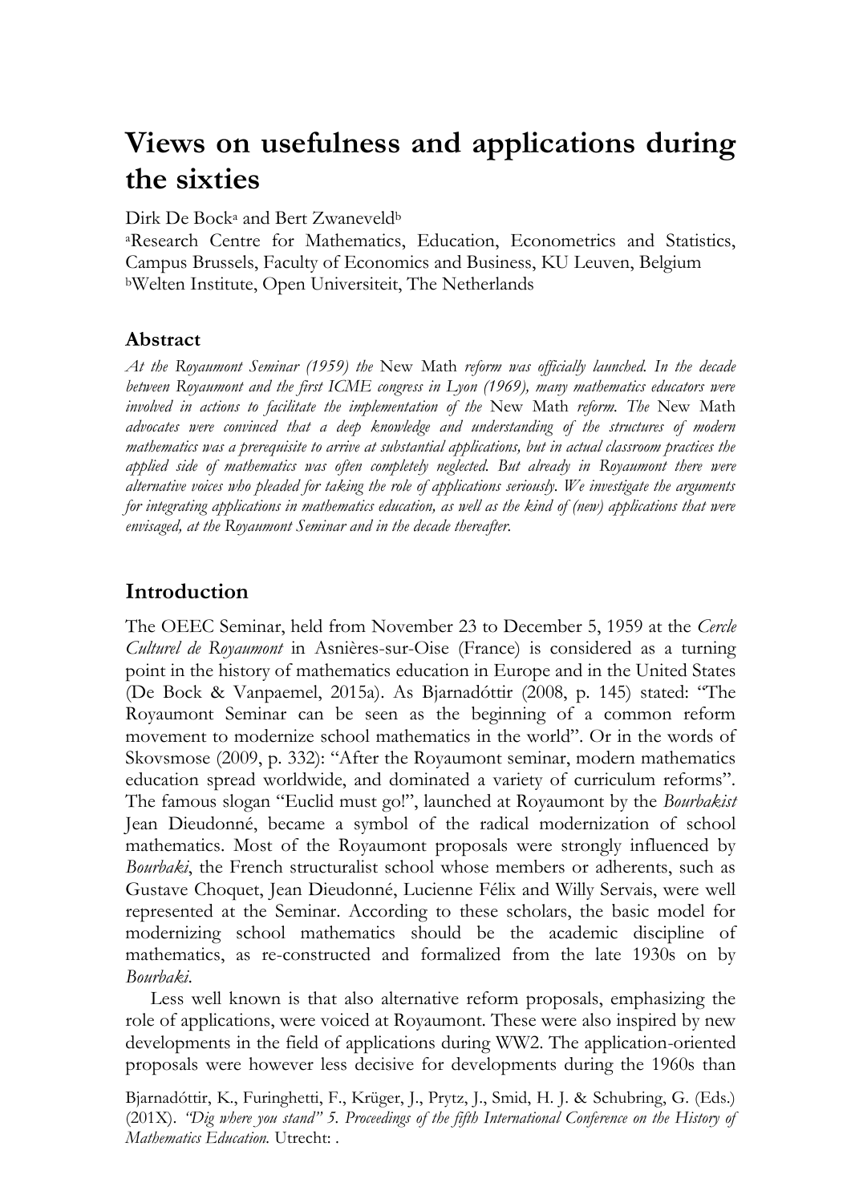# Views on usefulness and applications during the sixties

Dirk De Bock[a] and Bert Zwaneveld[b]

[a]Research Centre for Mathematics, Education, Econometrics and Statistics, Campus Brussels, Faculty of Economics and Business, KU Leuven, Belgium
[b]Welten Institute, Open Universiteit, The Netherlands

## Abstract

*At the Royaumont Seminar (1959) the* New Math *reform was officially launched. In the decade between Royaumont and the first ICME congress in Lyon (1969), many mathematics educators were involved in actions to facilitate the implementation of the* New Math *reform. The* New Math *advocates were convinced that a deep knowledge and understanding of the structures of modern mathematics was a prerequisite to arrive at substantial applications, but in actual classroom practices the applied side of mathematics was often completely neglected. But already in Royaumont there were alternative voices who pleaded for taking the role of applications seriously. We investigate the arguments for integrating applications in mathematics education, as well as the kind of (new) applications that were envisaged, at the Royaumont Seminar and in the decade thereafter.*

## Introduction

The OEEC Seminar, held from November 23 to December 5, 1959 at the *Cercle Culturel de Royaumont* in Asnières-sur-Oise (France) is considered as a turning point in the history of mathematics education in Europe and in the United States (De Bock & Vanpaemel, 2015a). As Bjarnadóttir (2008, p. 145) stated: "The Royaumont Seminar can be seen as the beginning of a common reform movement to modernize school mathematics in the world". Or in the words of Skovsmose (2009, p. 332): "After the Royaumont seminar, modern mathematics education spread worldwide, and dominated a variety of curriculum reforms". The famous slogan "Euclid must go!", launched at Royaumont by the *Bourbakist* Jean Dieudonné, became a symbol of the radical modernization of school mathematics. Most of the Royaumont proposals were strongly influenced by *Bourbaki*, the French structuralist school whose members or adherents, such as Gustave Choquet, Jean Dieudonné, Lucienne Félix and Willy Servais, were well represented at the Seminar. According to these scholars, the basic model for modernizing school mathematics should be the academic discipline of mathematics, as re-constructed and formalized from the late 1930s on by *Bourbaki*.

Less well known is that also alternative reform proposals, emphasizing the role of applications, were voiced at Royaumont. These were also inspired by new developments in the field of applications during WW2. The application-oriented proposals were however less decisive for developments during the 1960s than

Bjarnadóttir, K., Furinghetti, F., Krüger, J., Prytz, J., Smid, H. J. & Schubring, G. (Eds.) (201X). *"Dig where you stand" 5. Proceedings of the fifth International Conference on the History of Mathematics Education.* Utrecht: .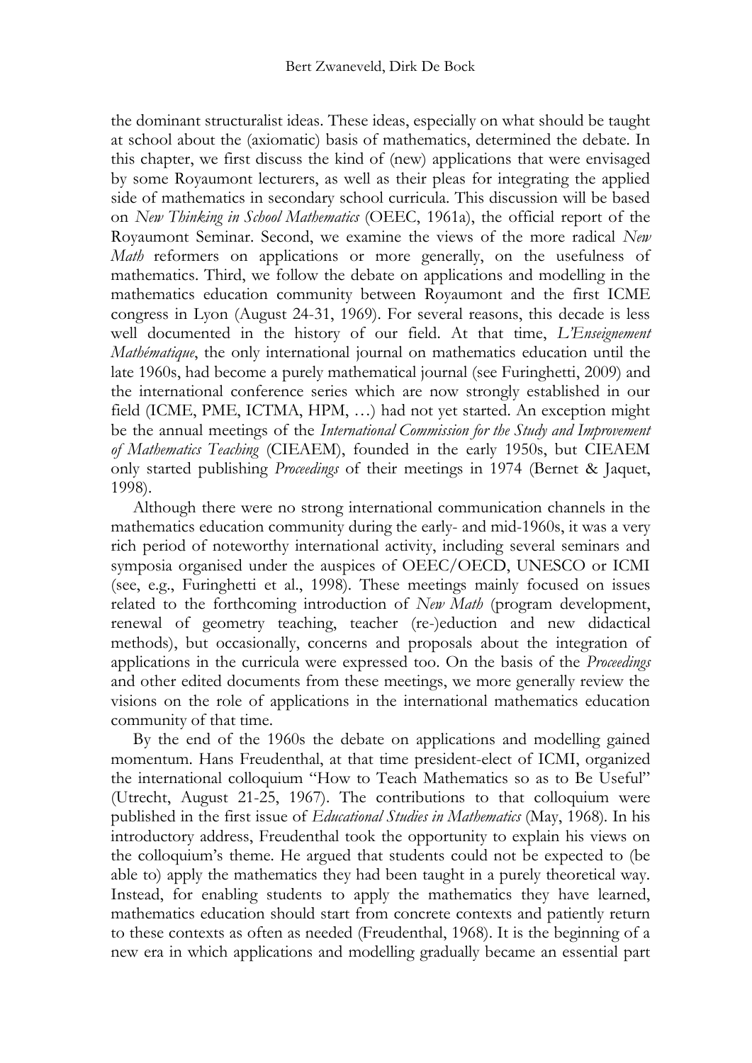the dominant structuralist ideas. These ideas, especially on what should be taught at school about the (axiomatic) basis of mathematics, determined the debate. In this chapter, we first discuss the kind of (new) applications that were envisaged by some Royaumont lecturers, as well as their pleas for integrating the applied side of mathematics in secondary school curricula. This discussion will be based on *New Thinking in School Mathematics* (OEEC, 1961a), the official report of the Royaumont Seminar. Second, we examine the views of the more radical *New Math* reformers on applications or more generally, on the usefulness of mathematics. Third, we follow the debate on applications and modelling in the mathematics education community between Royaumont and the first ICME congress in Lyon (August 24-31, 1969). For several reasons, this decade is less well documented in the history of our field. At that time, *L'Enseignement Mathématique*, the only international journal on mathematics education until the late 1960s, had become a purely mathematical journal (see Furinghetti, 2009) and the international conference series which are now strongly established in our field (ICME, PME, ICTMA, HPM, …) had not yet started. An exception might be the annual meetings of the *International Commission for the Study and Improvement of Mathematics Teaching* (CIEAEM), founded in the early 1950s, but CIEAEM only started publishing *Proceedings* of their meetings in 1974 (Bernet & Jaquet, 1998).

Although there were no strong international communication channels in the mathematics education community during the early- and mid-1960s, it was a very rich period of noteworthy international activity, including several seminars and symposia organised under the auspices of OEEC/OECD, UNESCO or ICMI (see, e.g., Furinghetti et al., 1998). These meetings mainly focused on issues related to the forthcoming introduction of *New Math* (program development, renewal of geometry teaching, teacher (re-)eduction and new didactical methods), but occasionally, concerns and proposals about the integration of applications in the curricula were expressed too. On the basis of the *Proceedings* and other edited documents from these meetings, we more generally review the visions on the role of applications in the international mathematics education community of that time.

By the end of the 1960s the debate on applications and modelling gained momentum. Hans Freudenthal, at that time president-elect of ICMI, organized the international colloquium "How to Teach Mathematics so as to Be Useful" (Utrecht, August 21-25, 1967). The contributions to that colloquium were published in the first issue of *Educational Studies in Mathematics* (May, 1968). In his introductory address, Freudenthal took the opportunity to explain his views on the colloquium's theme. He argued that students could not be expected to (be able to) apply the mathematics they had been taught in a purely theoretical way. Instead, for enabling students to apply the mathematics they have learned, mathematics education should start from concrete contexts and patiently return to these contexts as often as needed (Freudenthal, 1968). It is the beginning of a new era in which applications and modelling gradually became an essential part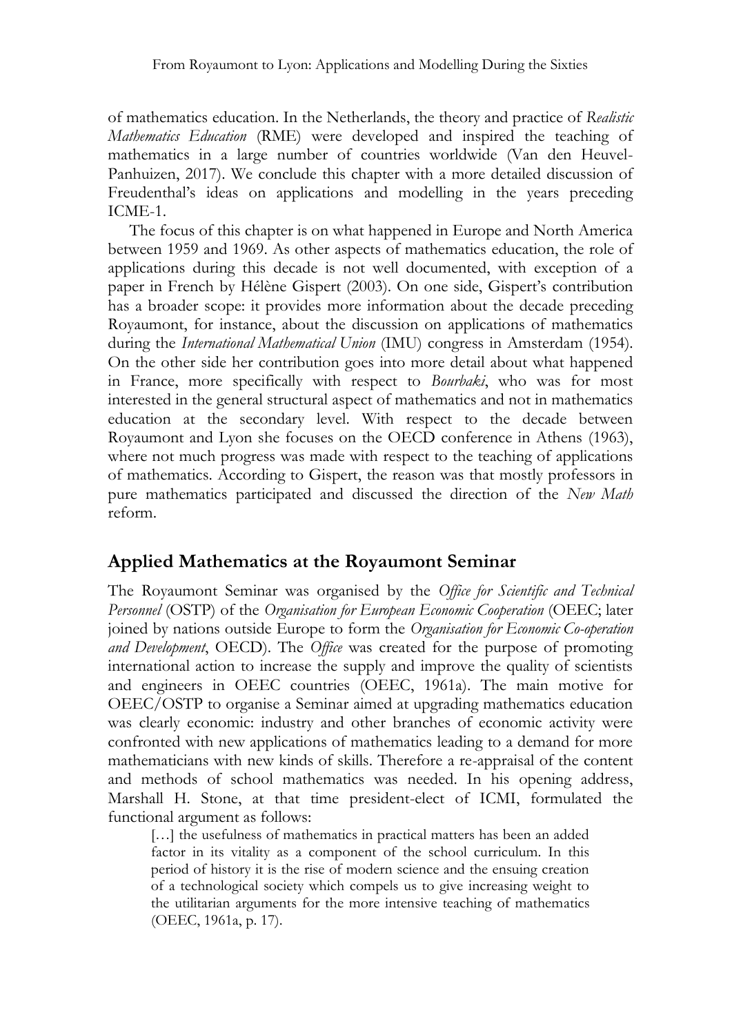of mathematics education. In the Netherlands, the theory and practice of *Realistic Mathematics Education* (RME) were developed and inspired the teaching of mathematics in a large number of countries worldwide (Van den Heuvel-Panhuizen, 2017). We conclude this chapter with a more detailed discussion of Freudenthal's ideas on applications and modelling in the years preceding ICME-1.

The focus of this chapter is on what happened in Europe and North America between 1959 and 1969. As other aspects of mathematics education, the role of applications during this decade is not well documented, with exception of a paper in French by Hélène Gispert (2003). On one side, Gispert's contribution has a broader scope: it provides more information about the decade preceding Royaumont, for instance, about the discussion on applications of mathematics during the *International Mathematical Union* (IMU) congress in Amsterdam (1954). On the other side her contribution goes into more detail about what happened in France, more specifically with respect to *Bourbaki*, who was for most interested in the general structural aspect of mathematics and not in mathematics education at the secondary level. With respect to the decade between Royaumont and Lyon she focuses on the OECD conference in Athens (1963), where not much progress was made with respect to the teaching of applications of mathematics. According to Gispert, the reason was that mostly professors in pure mathematics participated and discussed the direction of the *New Math* reform.

## Applied Mathematics at the Royaumont Seminar

The Royaumont Seminar was organised by the *Office for Scientific and Technical Personnel* (OSTP) of the *Organisation for European Economic Cooperation* (OEEC; later joined by nations outside Europe to form the *Organisation for Economic Co-operation and Development*, OECD). The *Office* was created for the purpose of promoting international action to increase the supply and improve the quality of scientists and engineers in OEEC countries (OEEC, 1961a). The main motive for OEEC/OSTP to organise a Seminar aimed at upgrading mathematics education was clearly economic: industry and other branches of economic activity were confronted with new applications of mathematics leading to a demand for more mathematicians with new kinds of skills. Therefore a re-appraisal of the content and methods of school mathematics was needed. In his opening address, Marshall H. Stone, at that time president-elect of ICMI, formulated the functional argument as follows:

> […] the usefulness of mathematics in practical matters has been an added factor in its vitality as a component of the school curriculum. In this period of history it is the rise of modern science and the ensuing creation of a technological society which compels us to give increasing weight to the utilitarian arguments for the more intensive teaching of mathematics (OEEC, 1961a, p. 17).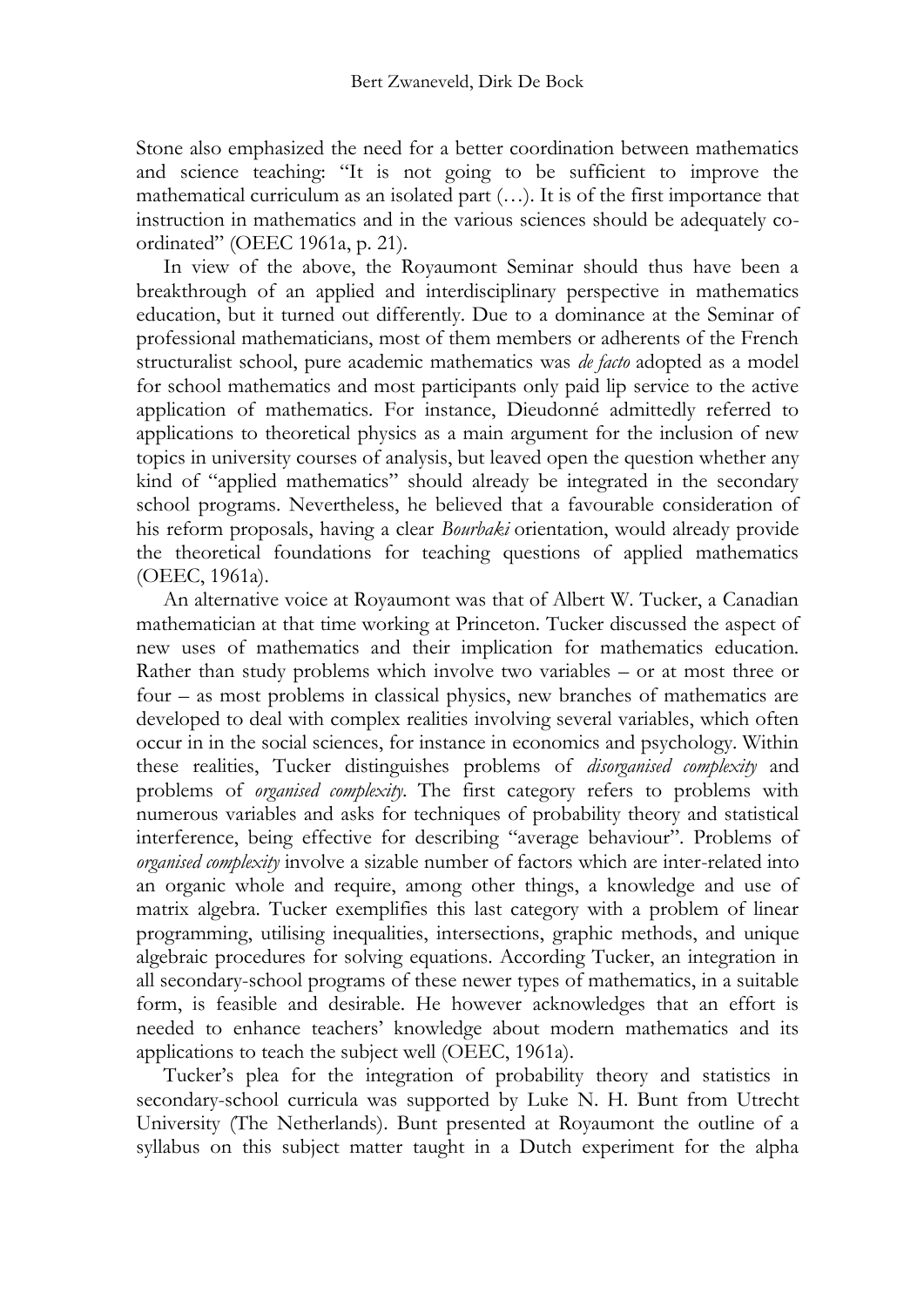Stone also emphasized the need for a better coordination between mathematics and science teaching: "It is not going to be sufficient to improve the mathematical curriculum as an isolated part (…). It is of the first importance that instruction in mathematics and in the various sciences should be adequately co-ordinated" (OEEC 1961a, p. 21).

In view of the above, the Royaumont Seminar should thus have been a breakthrough of an applied and interdisciplinary perspective in mathematics education, but it turned out differently. Due to a dominance at the Seminar of professional mathematicians, most of them members or adherents of the French structuralist school, pure academic mathematics was *de facto* adopted as a model for school mathematics and most participants only paid lip service to the active application of mathematics. For instance, Dieudonné admittedly referred to applications to theoretical physics as a main argument for the inclusion of new topics in university courses of analysis, but leaved open the question whether any kind of "applied mathematics" should already be integrated in the secondary school programs. Nevertheless, he believed that a favourable consideration of his reform proposals, having a clear *Bourbaki* orientation, would already provide the theoretical foundations for teaching questions of applied mathematics (OEEC, 1961a).

An alternative voice at Royaumont was that of Albert W. Tucker, a Canadian mathematician at that time working at Princeton. Tucker discussed the aspect of new uses of mathematics and their implication for mathematics education. Rather than study problems which involve two variables – or at most three or four – as most problems in classical physics, new branches of mathematics are developed to deal with complex realities involving several variables, which often occur in in the social sciences, for instance in economics and psychology. Within these realities, Tucker distinguishes problems of *disorganised complexity* and problems of *organised complexity*. The first category refers to problems with numerous variables and asks for techniques of probability theory and statistical interference, being effective for describing "average behaviour". Problems of *organised complexity* involve a sizable number of factors which are inter-related into an organic whole and require, among other things, a knowledge and use of matrix algebra. Tucker exemplifies this last category with a problem of linear programming, utilising inequalities, intersections, graphic methods, and unique algebraic procedures for solving equations. According Tucker, an integration in all secondary-school programs of these newer types of mathematics, in a suitable form, is feasible and desirable. He however acknowledges that an effort is needed to enhance teachers' knowledge about modern mathematics and its applications to teach the subject well (OEEC, 1961a).

Tucker's plea for the integration of probability theory and statistics in secondary-school curricula was supported by Luke N. H. Bunt from Utrecht University (The Netherlands). Bunt presented at Royaumont the outline of a syllabus on this subject matter taught in a Dutch experiment for the alpha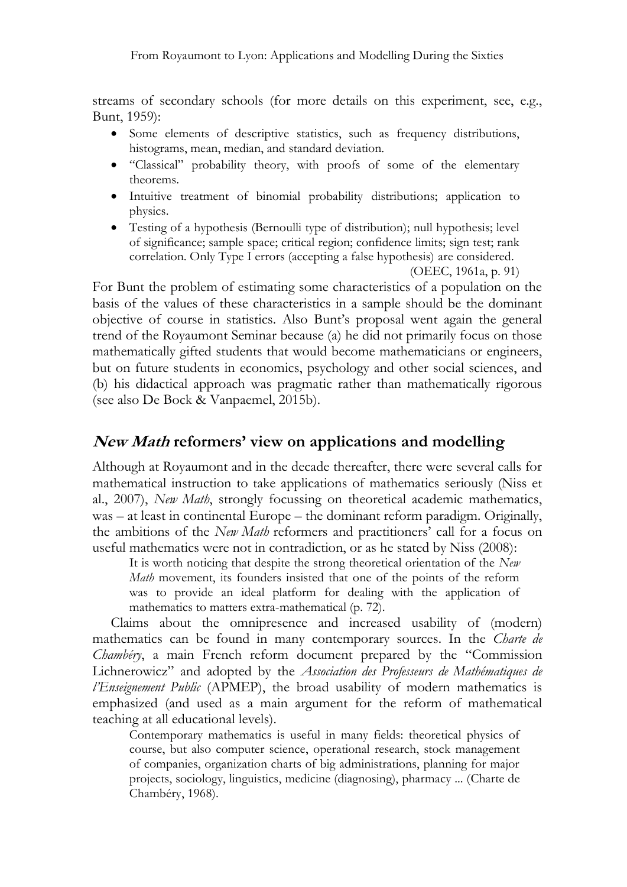streams of secondary schools (for more details on this experiment, see, e.g., Bunt, 1959):

- Some elements of descriptive statistics, such as frequency distributions, histograms, mean, median, and standard deviation.
- "Classical" probability theory, with proofs of some of the elementary theorems.
- Intuitive treatment of binomial probability distributions; application to physics.
- Testing of a hypothesis (Bernoulli type of distribution); null hypothesis; level of significance; sample space; critical region; confidence limits; sign test; rank correlation. Only Type I errors (accepting a false hypothesis) are considered.

(OEEC, 1961a, p. 91)

For Bunt the problem of estimating some characteristics of a population on the basis of the values of these characteristics in a sample should be the dominant objective of course in statistics. Also Bunt's proposal went again the general trend of the Royaumont Seminar because (a) he did not primarily focus on those mathematically gifted students that would become mathematicians or engineers, but on future students in economics, psychology and other social sciences, and (b) his didactical approach was pragmatic rather than mathematically rigorous (see also De Bock & Vanpaemel, 2015b).

## *New Math* reformers' view on applications and modelling

Although at Royaumont and in the decade thereafter, there were several calls for mathematical instruction to take applications of mathematics seriously (Niss et al., 2007), *New Math*, strongly focussing on theoretical academic mathematics, was – at least in continental Europe – the dominant reform paradigm. Originally, the ambitions of the *New Math* reformers and practitioners' call for a focus on useful mathematics were not in contradiction, or as he stated by Niss (2008):

> It is worth noticing that despite the strong theoretical orientation of the *New Math* movement, its founders insisted that one of the points of the reform was to provide an ideal platform for dealing with the application of mathematics to matters extra-mathematical (p. 72).

Claims about the omnipresence and increased usability of (modern) mathematics can be found in many contemporary sources. In the *Charte de Chambéry*, a main French reform document prepared by the "Commission Lichnerowicz" and adopted by the *Association des Professeurs de Mathématiques de l'Enseignement Public* (APMEP), the broad usability of modern mathematics is emphasized (and used as a main argument for the reform of mathematical teaching at all educational levels).

> Contemporary mathematics is useful in many fields: theoretical physics of course, but also computer science, operational research, stock management of companies, organization charts of big administrations, planning for major projects, sociology, linguistics, medicine (diagnosing), pharmacy ... (Charte de Chambéry, 1968).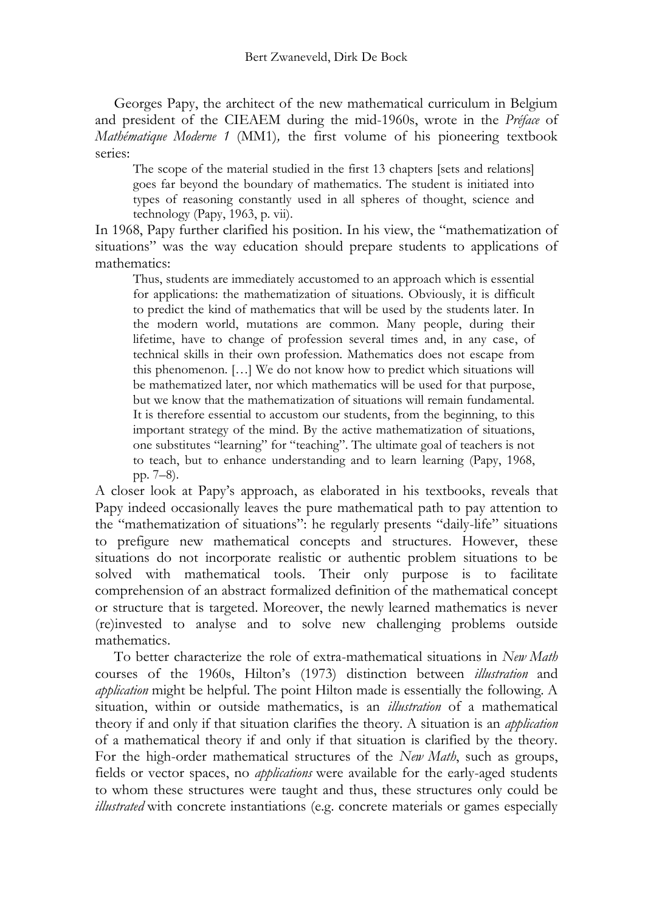Georges Papy, the architect of the new mathematical curriculum in Belgium and president of the CIEAEM during the mid-1960s, wrote in the *Préface* of *Mathématique Moderne 1* (MM1), the first volume of his pioneering textbook series:

> The scope of the material studied in the first 13 chapters [sets and relations] goes far beyond the boundary of mathematics. The student is initiated into types of reasoning constantly used in all spheres of thought, science and technology (Papy, 1963, p. vii).

In 1968, Papy further clarified his position. In his view, the "mathematization of situations" was the way education should prepare students to applications of mathematics:

> Thus, students are immediately accustomed to an approach which is essential for applications: the mathematization of situations. Obviously, it is difficult to predict the kind of mathematics that will be used by the students later. In the modern world, mutations are common. Many people, during their lifetime, have to change of profession several times and, in any case, of technical skills in their own profession. Mathematics does not escape from this phenomenon. […] We do not know how to predict which situations will be mathematized later, nor which mathematics will be used for that purpose, but we know that the mathematization of situations will remain fundamental. It is therefore essential to accustom our students, from the beginning, to this important strategy of the mind. By the active mathematization of situations, one substitutes "learning" for "teaching". The ultimate goal of teachers is not to teach, but to enhance understanding and to learn learning (Papy, 1968, pp. 7–8).

A closer look at Papy's approach, as elaborated in his textbooks, reveals that Papy indeed occasionally leaves the pure mathematical path to pay attention to the "mathematization of situations": he regularly presents "daily-life" situations to prefigure new mathematical concepts and structures. However, these situations do not incorporate realistic or authentic problem situations to be solved with mathematical tools. Their only purpose is to facilitate comprehension of an abstract formalized definition of the mathematical concept or structure that is targeted. Moreover, the newly learned mathematics is never (re)invested to analyse and to solve new challenging problems outside mathematics.

To better characterize the role of extra-mathematical situations in *New Math* courses of the 1960s, Hilton's (1973) distinction between *illustration* and *application* might be helpful. The point Hilton made is essentially the following. A situation, within or outside mathematics, is an *illustration* of a mathematical theory if and only if that situation clarifies the theory. A situation is an *application* of a mathematical theory if and only if that situation is clarified by the theory. For the high-order mathematical structures of the *New Math*, such as groups, fields or vector spaces, no *applications* were available for the early-aged students to whom these structures were taught and thus, these structures only could be *illustrated* with concrete instantiations (e.g. concrete materials or games especially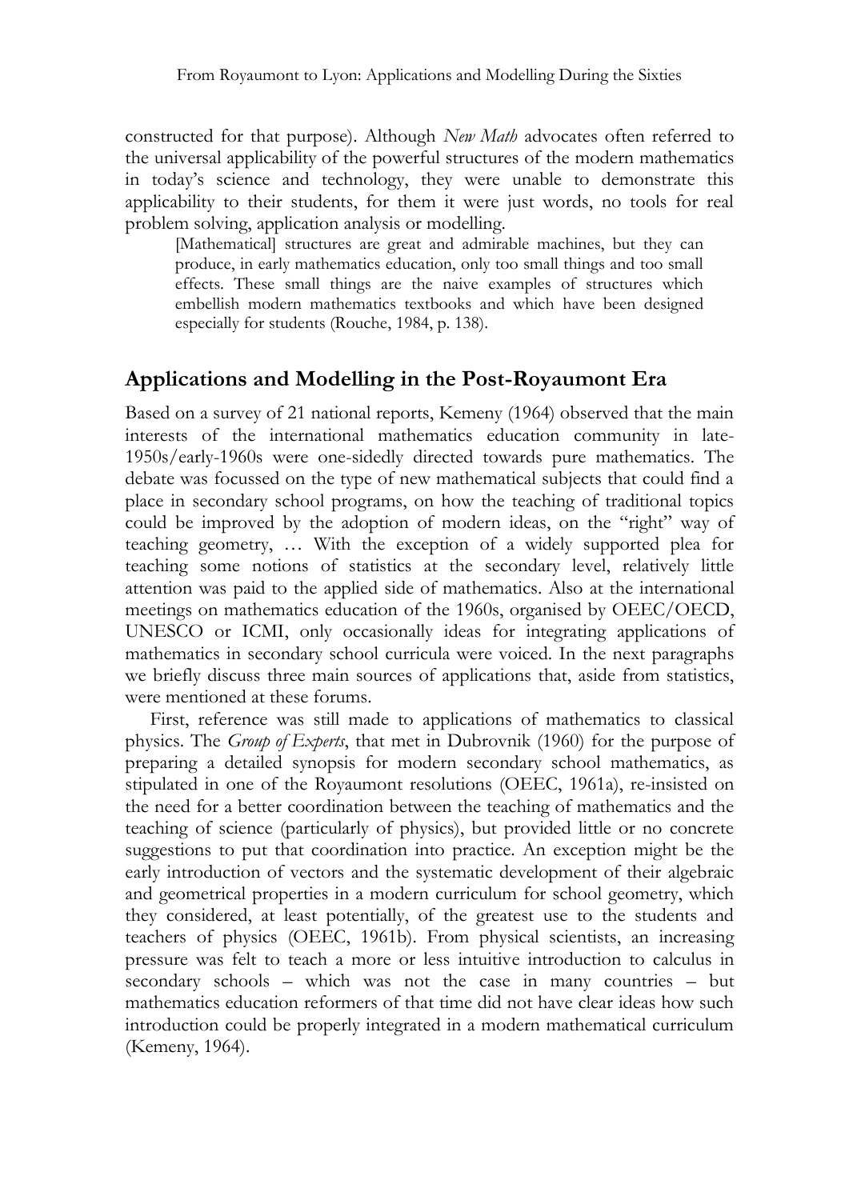constructed for that purpose). Although *New Math* advocates often referred to the universal applicability of the powerful structures of the modern mathematics in today's science and technology, they were unable to demonstrate this applicability to their students, for them it were just words, no tools for real problem solving, application analysis or modelling.

> [Mathematical] structures are great and admirable machines, but they can produce, in early mathematics education, only too small things and too small effects. These small things are the naive examples of structures which embellish modern mathematics textbooks and which have been designed especially for students (Rouche, 1984, p. 138).

## Applications and Modelling in the Post-Royaumont Era

Based on a survey of 21 national reports, Kemeny (1964) observed that the main interests of the international mathematics education community in late-1950s/early-1960s were one-sidedly directed towards pure mathematics. The debate was focussed on the type of new mathematical subjects that could find a place in secondary school programs, on how the teaching of traditional topics could be improved by the adoption of modern ideas, on the "right" way of teaching geometry, … With the exception of a widely supported plea for teaching some notions of statistics at the secondary level, relatively little attention was paid to the applied side of mathematics. Also at the international meetings on mathematics education of the 1960s, organised by OEEC/OECD, UNESCO or ICMI, only occasionally ideas for integrating applications of mathematics in secondary school curricula were voiced. In the next paragraphs we briefly discuss three main sources of applications that, aside from statistics, were mentioned at these forums.

First, reference was still made to applications of mathematics to classical physics. The *Group of Experts*, that met in Dubrovnik (1960) for the purpose of preparing a detailed synopsis for modern secondary school mathematics, as stipulated in one of the Royaumont resolutions (OEEC, 1961a), re-insisted on the need for a better coordination between the teaching of mathematics and the teaching of science (particularly of physics), but provided little or no concrete suggestions to put that coordination into practice. An exception might be the early introduction of vectors and the systematic development of their algebraic and geometrical properties in a modern curriculum for school geometry, which they considered, at least potentially, of the greatest use to the students and teachers of physics (OEEC, 1961b). From physical scientists, an increasing pressure was felt to teach a more or less intuitive introduction to calculus in secondary schools – which was not the case in many countries – but mathematics education reformers of that time did not have clear ideas how such introduction could be properly integrated in a modern mathematical curriculum (Kemeny, 1964).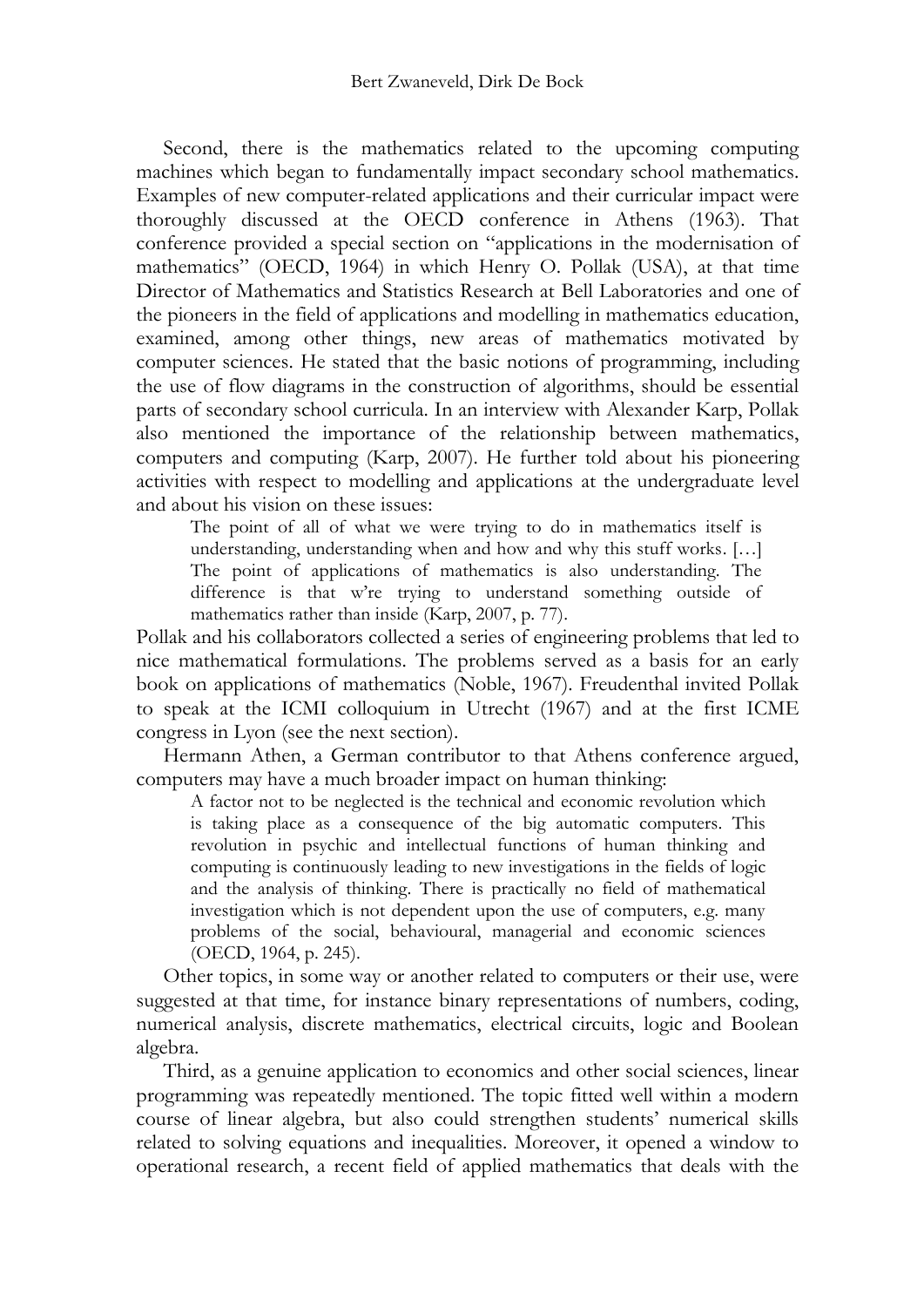Second, there is the mathematics related to the upcoming computing machines which began to fundamentally impact secondary school mathematics. Examples of new computer-related applications and their curricular impact were thoroughly discussed at the OECD conference in Athens (1963). That conference provided a special section on "applications in the modernisation of mathematics" (OECD, 1964) in which Henry O. Pollak (USA), at that time Director of Mathematics and Statistics Research at Bell Laboratories and one of the pioneers in the field of applications and modelling in mathematics education, examined, among other things, new areas of mathematics motivated by computer sciences. He stated that the basic notions of programming, including the use of flow diagrams in the construction of algorithms, should be essential parts of secondary school curricula. In an interview with Alexander Karp, Pollak also mentioned the importance of the relationship between mathematics, computers and computing (Karp, 2007). He further told about his pioneering activities with respect to modelling and applications at the undergraduate level and about his vision on these issues:

> The point of all of what we were trying to do in mathematics itself is understanding, understanding when and how and why this stuff works. […] The point of applications of mathematics is also understanding. The difference is that w're trying to understand something outside of mathematics rather than inside (Karp, 2007, p. 77).

Pollak and his collaborators collected a series of engineering problems that led to nice mathematical formulations. The problems served as a basis for an early book on applications of mathematics (Noble, 1967). Freudenthal invited Pollak to speak at the ICMI colloquium in Utrecht (1967) and at the first ICME congress in Lyon (see the next section).

Hermann Athen, a German contributor to that Athens conference argued, computers may have a much broader impact on human thinking:

> A factor not to be neglected is the technical and economic revolution which is taking place as a consequence of the big automatic computers. This revolution in psychic and intellectual functions of human thinking and computing is continuously leading to new investigations in the fields of logic and the analysis of thinking. There is practically no field of mathematical investigation which is not dependent upon the use of computers, e.g. many problems of the social, behavioural, managerial and economic sciences (OECD, 1964, p. 245).

Other topics, in some way or another related to computers or their use, were suggested at that time, for instance binary representations of numbers, coding, numerical analysis, discrete mathematics, electrical circuits, logic and Boolean algebra.

Third, as a genuine application to economics and other social sciences, linear programming was repeatedly mentioned. The topic fitted well within a modern course of linear algebra, but also could strengthen students' numerical skills related to solving equations and inequalities. Moreover, it opened a window to operational research, a recent field of applied mathematics that deals with the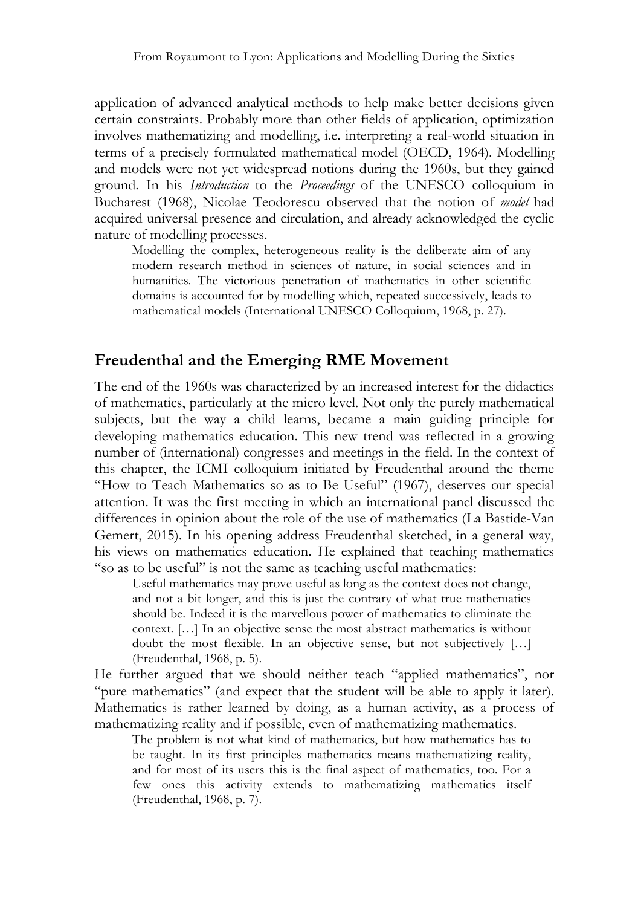application of advanced analytical methods to help make better decisions given certain constraints. Probably more than other fields of application, optimization involves mathematizing and modelling, i.e. interpreting a real-world situation in terms of a precisely formulated mathematical model (OECD, 1964). Modelling and models were not yet widespread notions during the 1960s, but they gained ground. In his *Introduction* to the *Proceedings* of the UNESCO colloquium in Bucharest (1968), Nicolae Teodorescu observed that the notion of *model* had acquired universal presence and circulation, and already acknowledged the cyclic nature of modelling processes.

> Modelling the complex, heterogeneous reality is the deliberate aim of any modern research method in sciences of nature, in social sciences and in humanities. The victorious penetration of mathematics in other scientific domains is accounted for by modelling which, repeated successively, leads to mathematical models (International UNESCO Colloquium, 1968, p. 27).

## Freudenthal and the Emerging RME Movement

The end of the 1960s was characterized by an increased interest for the didactics of mathematics, particularly at the micro level. Not only the purely mathematical subjects, but the way a child learns, became a main guiding principle for developing mathematics education. This new trend was reflected in a growing number of (international) congresses and meetings in the field. In the context of this chapter, the ICMI colloquium initiated by Freudenthal around the theme "How to Teach Mathematics so as to Be Useful" (1967), deserves our special attention. It was the first meeting in which an international panel discussed the differences in opinion about the role of the use of mathematics (La Bastide-Van Gemert, 2015). In his opening address Freudenthal sketched, in a general way, his views on mathematics education. He explained that teaching mathematics "so as to be useful" is not the same as teaching useful mathematics:

> Useful mathematics may prove useful as long as the context does not change, and not a bit longer, and this is just the contrary of what true mathematics should be. Indeed it is the marvellous power of mathematics to eliminate the context. […] In an objective sense the most abstract mathematics is without doubt the most flexible. In an objective sense, but not subjectively […] (Freudenthal, 1968, p. 5).

He further argued that we should neither teach "applied mathematics", nor "pure mathematics" (and expect that the student will be able to apply it later). Mathematics is rather learned by doing, as a human activity, as a process of mathematizing reality and if possible, even of mathematizing mathematics.

> The problem is not what kind of mathematics, but how mathematics has to be taught. In its first principles mathematics means mathematizing reality, and for most of its users this is the final aspect of mathematics, too. For a few ones this activity extends to mathematizing mathematics itself (Freudenthal, 1968, p. 7).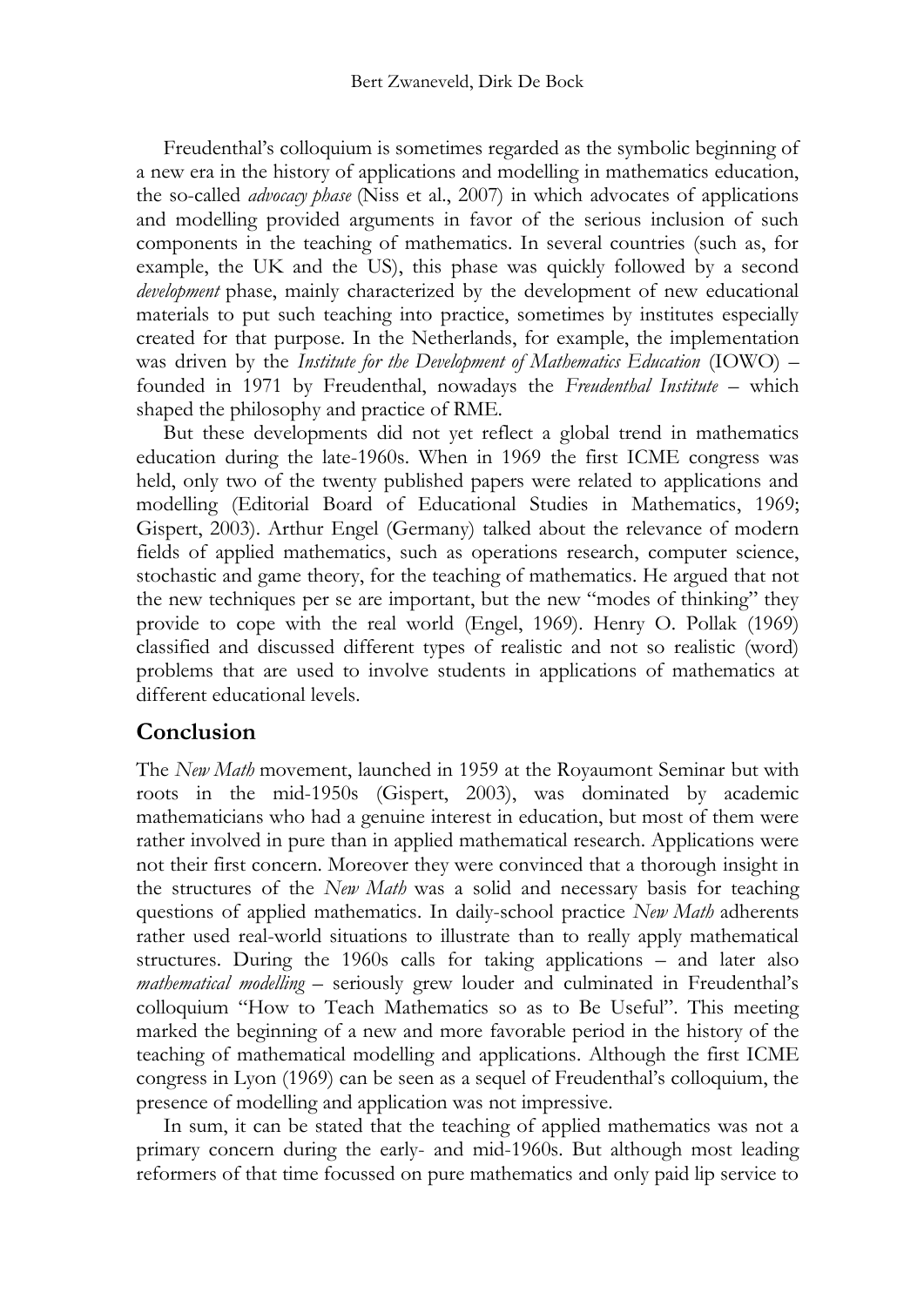Freudenthal's colloquium is sometimes regarded as the symbolic beginning of a new era in the history of applications and modelling in mathematics education, the so-called *advocacy phase* (Niss et al., 2007) in which advocates of applications and modelling provided arguments in favor of the serious inclusion of such components in the teaching of mathematics. In several countries (such as, for example, the UK and the US), this phase was quickly followed by a second *development* phase, mainly characterized by the development of new educational materials to put such teaching into practice, sometimes by institutes especially created for that purpose. In the Netherlands, for example, the implementation was driven by the *Institute for the Development of Mathematics Education* (IOWO) – founded in 1971 by Freudenthal, nowadays the *Freudenthal Institute* – which shaped the philosophy and practice of RME.

But these developments did not yet reflect a global trend in mathematics education during the late-1960s. When in 1969 the first ICME congress was held, only two of the twenty published papers were related to applications and modelling (Editorial Board of Educational Studies in Mathematics, 1969; Gispert, 2003). Arthur Engel (Germany) talked about the relevance of modern fields of applied mathematics, such as operations research, computer science, stochastic and game theory, for the teaching of mathematics. He argued that not the new techniques per se are important, but the new "modes of thinking" they provide to cope with the real world (Engel, 1969). Henry O. Pollak (1969) classified and discussed different types of realistic and not so realistic (word) problems that are used to involve students in applications of mathematics at different educational levels.

## Conclusion

The *New Math* movement, launched in 1959 at the Royaumont Seminar but with roots in the mid-1950s (Gispert, 2003), was dominated by academic mathematicians who had a genuine interest in education, but most of them were rather involved in pure than in applied mathematical research. Applications were not their first concern. Moreover they were convinced that a thorough insight in the structures of the *New Math* was a solid and necessary basis for teaching questions of applied mathematics. In daily-school practice *New Math* adherents rather used real-world situations to illustrate than to really apply mathematical structures. During the 1960s calls for taking applications – and later also *mathematical modelling* – seriously grew louder and culminated in Freudenthal's colloquium "How to Teach Mathematics so as to Be Useful". This meeting marked the beginning of a new and more favorable period in the history of the teaching of mathematical modelling and applications. Although the first ICME congress in Lyon (1969) can be seen as a sequel of Freudenthal's colloquium, the presence of modelling and application was not impressive.

In sum, it can be stated that the teaching of applied mathematics was not a primary concern during the early- and mid-1960s. But although most leading reformers of that time focussed on pure mathematics and only paid lip service to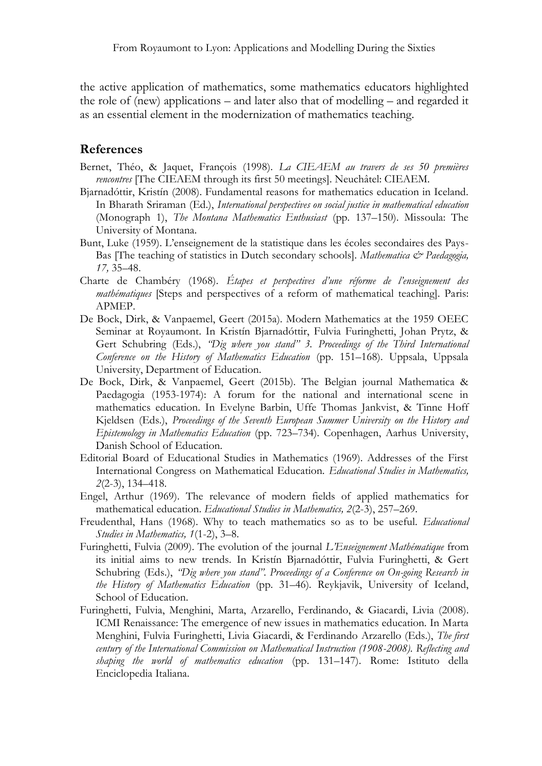the active application of mathematics, some mathematics educators highlighted the role of (new) applications – and later also that of modelling – and regarded it as an essential element in the modernization of mathematics teaching.

## References

Bernet, Théo, & Jaquet, François (1998). *La CIEAEM au travers de ses 50 premières rencontres* [The CIEAEM through its first 50 meetings]. Neuchâtel: CIEAEM.

Bjarnadóttir, Kristín (2008). Fundamental reasons for mathematics education in Iceland. In Bharath Sriraman (Ed.), *International perspectives on social justice in mathematical education* (Monograph 1), *The Montana Mathematics Enthusiast* (pp. 137–150). Missoula: The University of Montana.

Bunt, Luke (1959). L'enseignement de la statistique dans les écoles secondaires des Pays-Bas [The teaching of statistics in Dutch secondary schools]. *Mathematica & Paedagogia, 17,* 35–48.

Charte de Chambéry (1968). *Étapes et perspectives d'une réforme de l'enseignement des mathématiques* [Steps and perspectives of a reform of mathematical teaching]. Paris: APMEP.

De Bock, Dirk, & Vanpaemel, Geert (2015a). Modern Mathematics at the 1959 OEEC Seminar at Royaumont. In Kristín Bjarnadóttir, Fulvia Furinghetti, Johan Prytz, & Gert Schubring (Eds.), *"Dig where you stand" 3. Proceedings of the Third International Conference on the History of Mathematics Education* (pp. 151–168). Uppsala, Uppsala University, Department of Education.

De Bock, Dirk, & Vanpaemel, Geert (2015b). The Belgian journal Mathematica & Paedagogia (1953-1974): A forum for the national and international scene in mathematics education. In Evelyne Barbin, Uffe Thomas Jankvist, & Tinne Hoff Kjeldsen (Eds.), *Proceedings of the Seventh European Summer University on the History and Epistemology in Mathematics Education* (pp. 723–734). Copenhagen, Aarhus University, Danish School of Education.

Editorial Board of Educational Studies in Mathematics (1969). Addresses of the First International Congress on Mathematical Education. *Educational Studies in Mathematics, 2*(2-3), 134–418.

Engel, Arthur (1969). The relevance of modern fields of applied mathematics for mathematical education. *Educational Studies in Mathematics, 2*(2-3), 257–269.

Freudenthal, Hans (1968). Why to teach mathematics so as to be useful. *Educational Studies in Mathematics, 1*(1-2), 3–8.

Furinghetti, Fulvia (2009). The evolution of the journal *L'Enseignement Mathématique* from its initial aims to new trends. In Kristín Bjarnadóttir, Fulvia Furinghetti, & Gert Schubring (Eds.), *"Dig where you stand". Proceedings of a Conference on On-going Research in the History of Mathematics Education* (pp. 31–46). Reykjavik, University of Iceland, School of Education.

Furinghetti, Fulvia, Menghini, Marta, Arzarello, Ferdinando, & Giacardi, Livia (2008). ICMI Renaissance: The emergence of new issues in mathematics education. In Marta Menghini, Fulvia Furinghetti, Livia Giacardi, & Ferdinando Arzarello (Eds.), *The first century of the International Commission on Mathematical Instruction (1908-2008). Reflecting and shaping the world of mathematics education* (pp. 131–147). Rome: Istituto della Enciclopedia Italiana.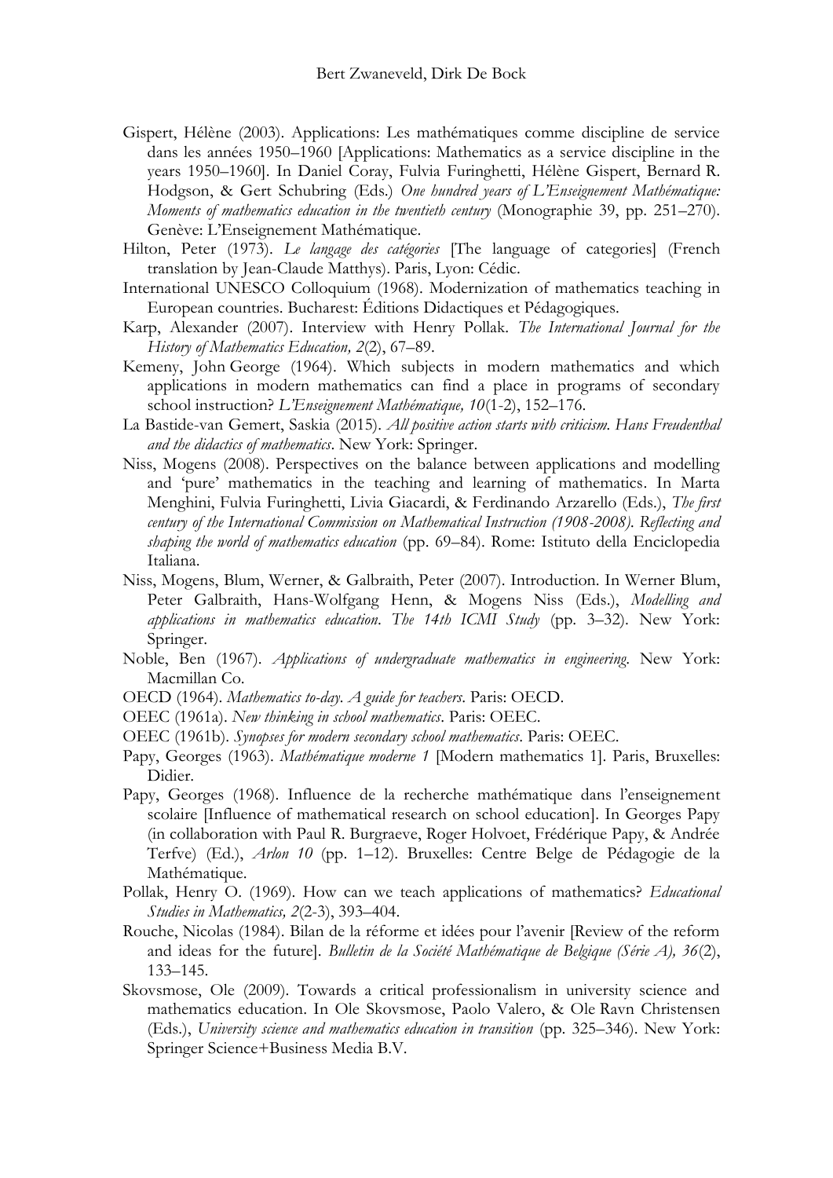Gispert, Hélène (2003). Applications: Les mathématiques comme discipline de service dans les années 1950–1960 [Applications: Mathematics as a service discipline in the years 1950–1960]. In Daniel Coray, Fulvia Furinghetti, Hélène Gispert, Bernard R. Hodgson, & Gert Schubring (Eds.) *One hundred years of L'Enseignement Mathématique: Moments of mathematics education in the twentieth century* (Monographie 39, pp. 251–270). Genève: L'Enseignement Mathématique.

Hilton, Peter (1973). *Le langage des catégories* [The language of categories] (French translation by Jean-Claude Matthys). Paris, Lyon: Cédic.

International UNESCO Colloquium (1968). Modernization of mathematics teaching in European countries. Bucharest: Éditions Didactiques et Pédagogiques.

Karp, Alexander (2007). Interview with Henry Pollak. *The International Journal for the History of Mathematics Education, 2*(2), 67–89.

Kemeny, John George (1964). Which subjects in modern mathematics and which applications in modern mathematics can find a place in programs of secondary school instruction? *L'Enseignement Mathématique, 10*(1-2), 152–176.

La Bastide-van Gemert, Saskia (2015). *All positive action starts with criticism. Hans Freudenthal and the didactics of mathematics*. New York: Springer.

Niss, Mogens (2008). Perspectives on the balance between applications and modelling and 'pure' mathematics in the teaching and learning of mathematics. In Marta Menghini, Fulvia Furinghetti, Livia Giacardi, & Ferdinando Arzarello (Eds.), *The first century of the International Commission on Mathematical Instruction (1908-2008). Reflecting and shaping the world of mathematics education* (pp. 69–84). Rome: Istituto della Enciclopedia Italiana.

Niss, Mogens, Blum, Werner, & Galbraith, Peter (2007). Introduction. In Werner Blum, Peter Galbraith, Hans-Wolfgang Henn, & Mogens Niss (Eds.), *Modelling and applications in mathematics education. The 14th ICMI Study* (pp. 3–32). New York: Springer.

Noble, Ben (1967). *Applications of undergraduate mathematics in engineering*. New York: Macmillan Co.

OECD (1964). *Mathematics to-day. A guide for teachers*. Paris: OECD.

OEEC (1961a). *New thinking in school mathematics*. Paris: OEEC.

OEEC (1961b). *Synopses for modern secondary school mathematics*. Paris: OEEC.

Papy, Georges (1963). *Mathématique moderne 1* [Modern mathematics 1]. Paris, Bruxelles: Didier.

Papy, Georges (1968). Influence de la recherche mathématique dans l'enseignement scolaire [Influence of mathematical research on school education]. In Georges Papy (in collaboration with Paul R. Burgraeve, Roger Holvoet, Frédérique Papy, & Andrée Terfve) (Ed.), *Arlon 10* (pp. 1–12). Bruxelles: Centre Belge de Pédagogie de la Mathématique.

Pollak, Henry O. (1969). How can we teach applications of mathematics? *Educational Studies in Mathematics, 2*(2-3), 393–404.

Rouche, Nicolas (1984). Bilan de la réforme et idées pour l'avenir [Review of the reform and ideas for the future]. *Bulletin de la Société Mathématique de Belgique (Série A), 36*(2), 133–145.

Skovsmose, Ole (2009). Towards a critical professionalism in university science and mathematics education. In Ole Skovsmose, Paolo Valero, & Ole Ravn Christensen (Eds.), *University science and mathematics education in transition* (pp. 325–346). New York: Springer Science+Business Media B.V.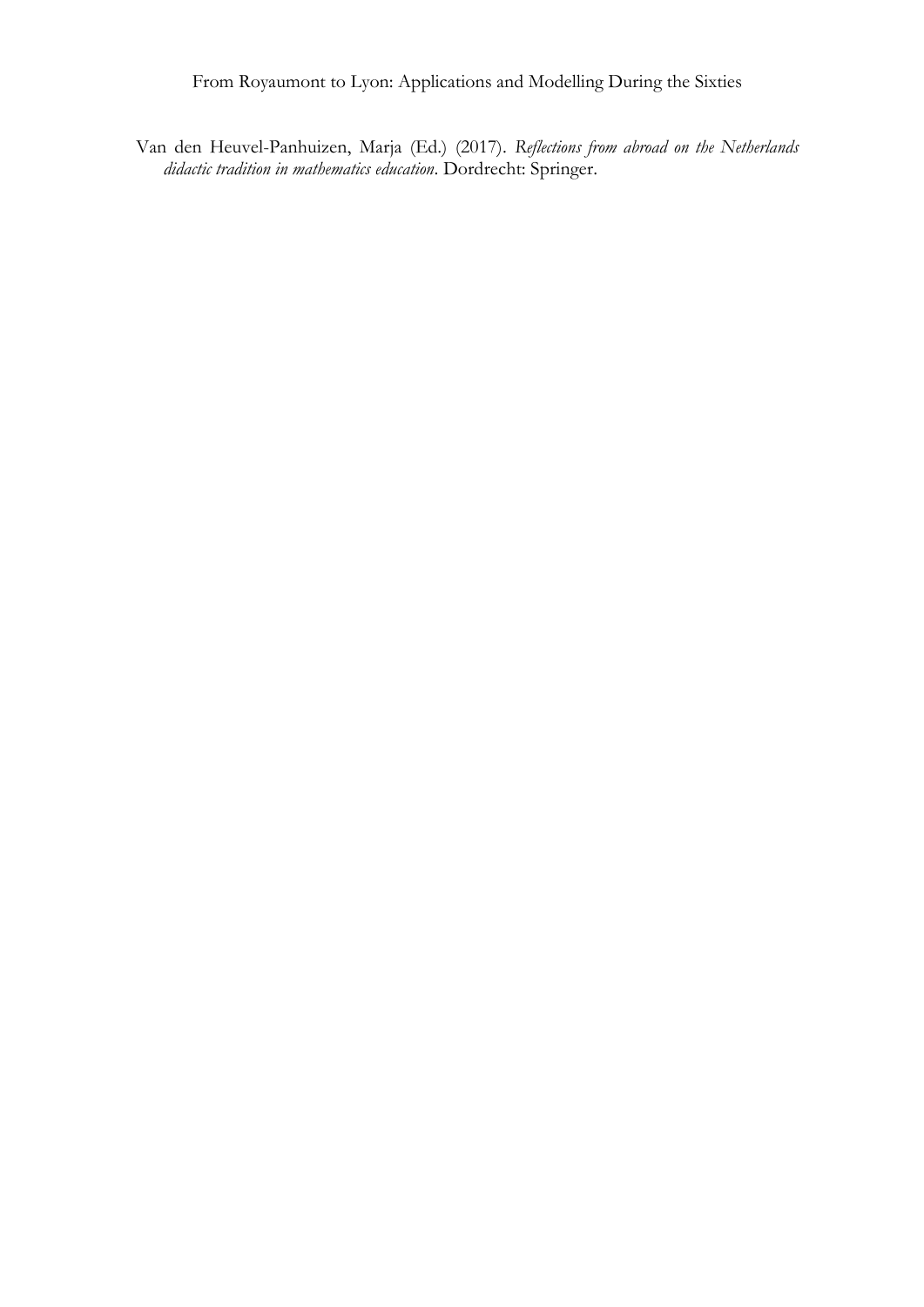Van den Heuvel-Panhuizen, Marja (Ed.) (2017). *Reflections from abroad on the Netherlands didactic tradition in mathematics education*. Dordrecht: Springer.